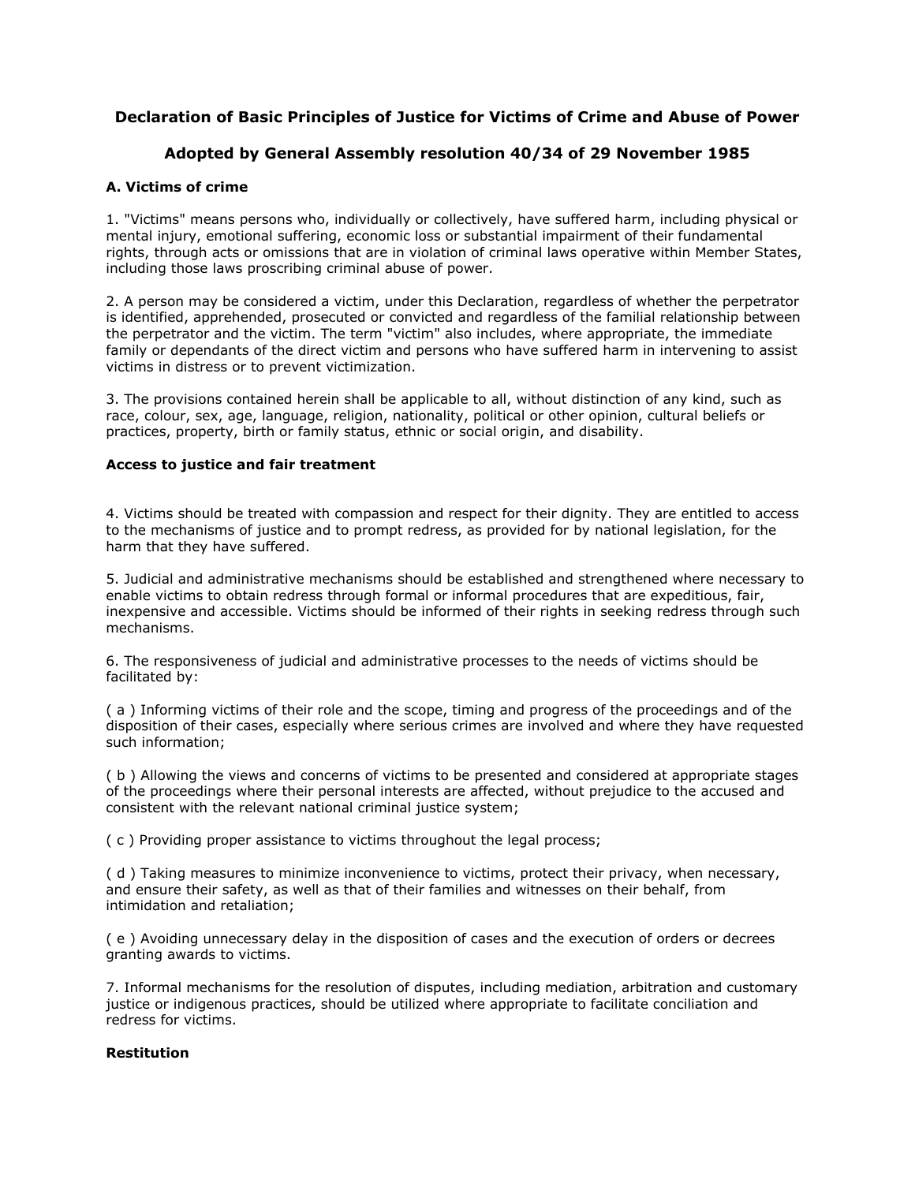# Declaration of Basic Principles of Justice for Victims of Crime and Abuse of Power

## Adopted by General Assembly resolution 40/34 of 29 November 1985

### A. Victims of crime

1. "Victims" means persons who, individually or collectively, have suffered harm, including physical or mental injury, emotional suffering, economic loss or substantial impairment of their fundamental rights, through acts or omissions that are in violation of criminal laws operative within Member States, including those laws proscribing criminal abuse of power.

2. A person may be considered a victim, under this Declaration, regardless of whether the perpetrator is identified, apprehended, prosecuted or convicted and regardless of the familial relationship between the perpetrator and the victim. The term "victim" also includes, where appropriate, the immediate family or dependants of the direct victim and persons who have suffered harm in intervening to assist victims in distress or to prevent victimization.

3. The provisions contained herein shall be applicable to all, without distinction of any kind, such as race, colour, sex, age, language, religion, nationality, political or other opinion, cultural beliefs or practices, property, birth or family status, ethnic or social origin, and disability.

**Access to justice and fair treatment**

4. Victims should be treated with compassion and respect for their dignity. They are entitled to access to the mechanisms of justice and to prompt redress, as provided for by national legislation, for the harm that they have suffered.

5. Judicial and administrative mechanisms should be established and strengthened where necessary to enable victims to obtain redress through formal or informal procedures that are expeditious, fair, inexpensive and accessible. Victims should be informed of their rights in seeking redress through such mechanisms.

6. The responsiveness of judicial and administrative processes to the needs of victims should be facilitated by:

( a ) Informing victims of their role and the scope, timing and progress of the proceedings and of the disposition of their cases, especially where serious crimes are involved and where they have requested such information;

( b ) Allowing the views and concerns of victims to be presented and considered at appropriate stages of the proceedings where their personal interests are affected, without prejudice to the accused and consistent with the relevant national criminal justice system;

( c ) Providing proper assistance to victims throughout the legal process;

( d ) Taking measures to minimize inconvenience to victims, protect their privacy, when necessary, and ensure their safety, as well as that of their families and witnesses on their behalf, from intimidation and retaliation;

( e ) Avoiding unnecessary delay in the disposition of cases and the execution of orders or decrees granting awards to victims.

7. Informal mechanisms for the resolution of disputes, including mediation, arbitration and customary justice or indigenous practices, should be utilized where appropriate to facilitate conciliation and redress for victims.

**Restitution**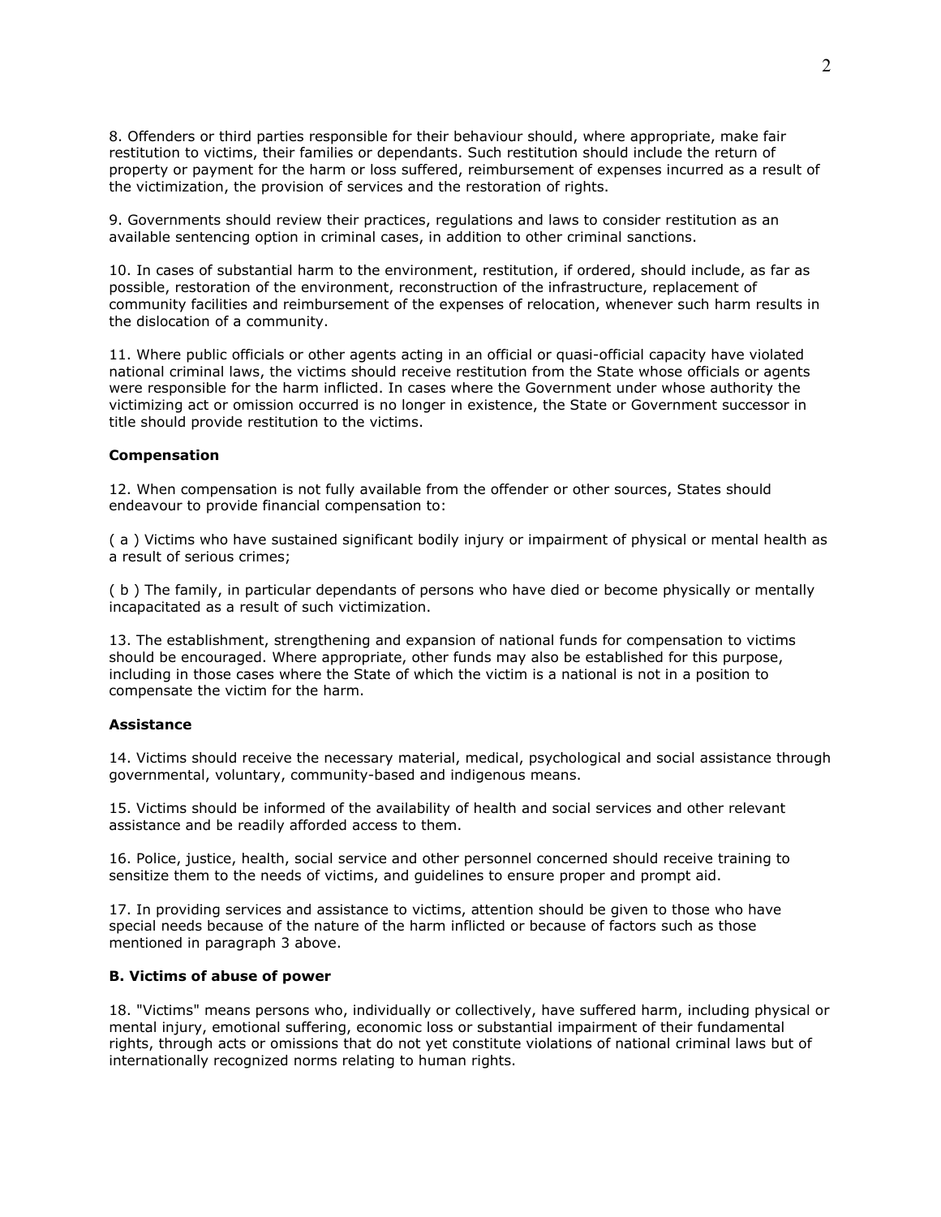8. Offenders or third parties responsible for their behaviour should, where appropriate, make fair restitution to victims, their families or dependants. Such restitution should include the return of property or payment for the harm or loss suffered, reimbursement of expenses incurred as a result of the victimization, the provision of services and the restoration of rights.

9. Governments should review their practices, regulations and laws to consider restitution as an available sentencing option in criminal cases, in addition to other criminal sanctions.

10. In cases of substantial harm to the environment, restitution, if ordered, should include, as far as possible, restoration of the environment, reconstruction of the infrastructure, replacement of community facilities and reimbursement of the expenses of relocation, whenever such harm results in the dislocation of a community.

11. Where public officials or other agents acting in an official or quasi-official capacity have violated national criminal laws, the victims should receive restitution from the State whose officials or agents were responsible for the harm inflicted. In cases where the Government under whose authority the victimizing act or omission occurred is no longer in existence, the State or Government successor in title should provide restitution to the victims.

**Compensation**

12. When compensation is not fully available from the offender or other sources, States should endeavour to provide financial compensation to:

( a ) Victims who have sustained significant bodily injury or impairment of physical or mental health as a result of serious crimes;

( b ) The family, in particular dependants of persons who have died or become physically or mentally incapacitated as a result of such victimization.

13. The establishment, strengthening and expansion of national funds for compensation to victims should be encouraged. Where appropriate, other funds may also be established for this purpose, including in those cases where the State of which the victim is a national is not in a position to compensate the victim for the harm.

**Assistance**

14. Victims should receive the necessary material, medical, psychological and social assistance through governmental, voluntary, community-based and indigenous means.

15. Victims should be informed of the availability of health and social services and other relevant assistance and be readily afforded access to them.

16. Police, justice, health, social service and other personnel concerned should receive training to sensitize them to the needs of victims, and guidelines to ensure proper and prompt aid.

17. In providing services and assistance to victims, attention should be given to those who have special needs because of the nature of the harm inflicted or because of factors such as those mentioned in paragraph 3 above.

**B. Victims of abuse of power**

18. "Victims" means persons who, individually or collectively, have suffered harm, including physical or mental injury, emotional suffering, economic loss or substantial impairment of their fundamental rights, through acts or omissions that do not yet constitute violations of national criminal laws but of internationally recognized norms relating to human rights.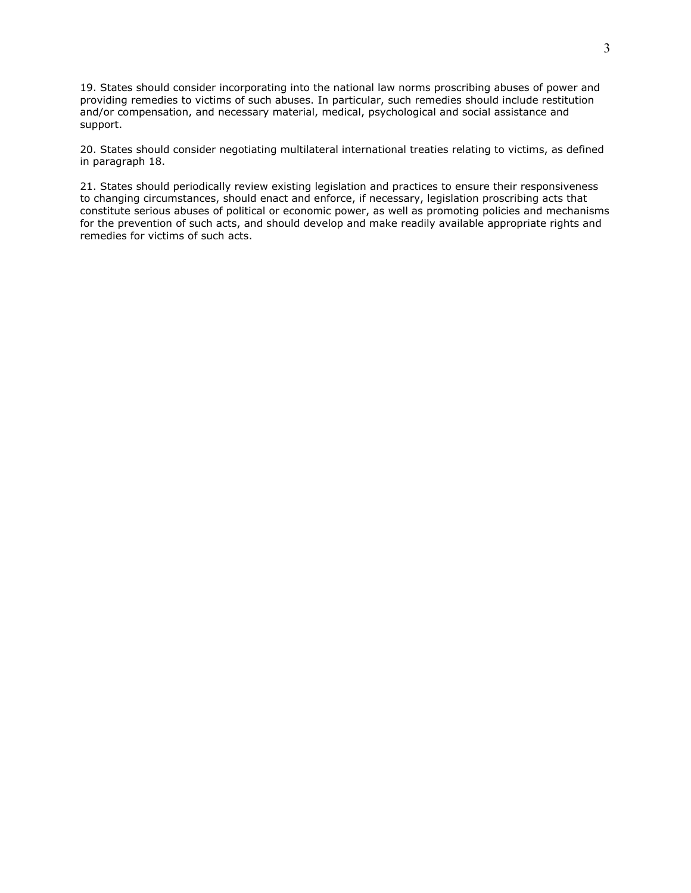19. States should consider incorporating into the national law norms proscribing abuses of power and providing remedies to victims of such abuses. In particular, such remedies should include restitution and/or compensation, and necessary material, medical, psychological and social assistance and support.

20. States should consider negotiating multilateral international treaties relating to victims, as defined in paragraph 18.

21. States should periodically review existing legislation and practices to ensure their responsiveness to changing circumstances, should enact and enforce, if necessary, legislation proscribing acts that constitute serious abuses of political or economic power, as well as promoting policies and mechanisms for the prevention of such acts, and should develop and make readily available appropriate rights and remedies for victims of such acts.